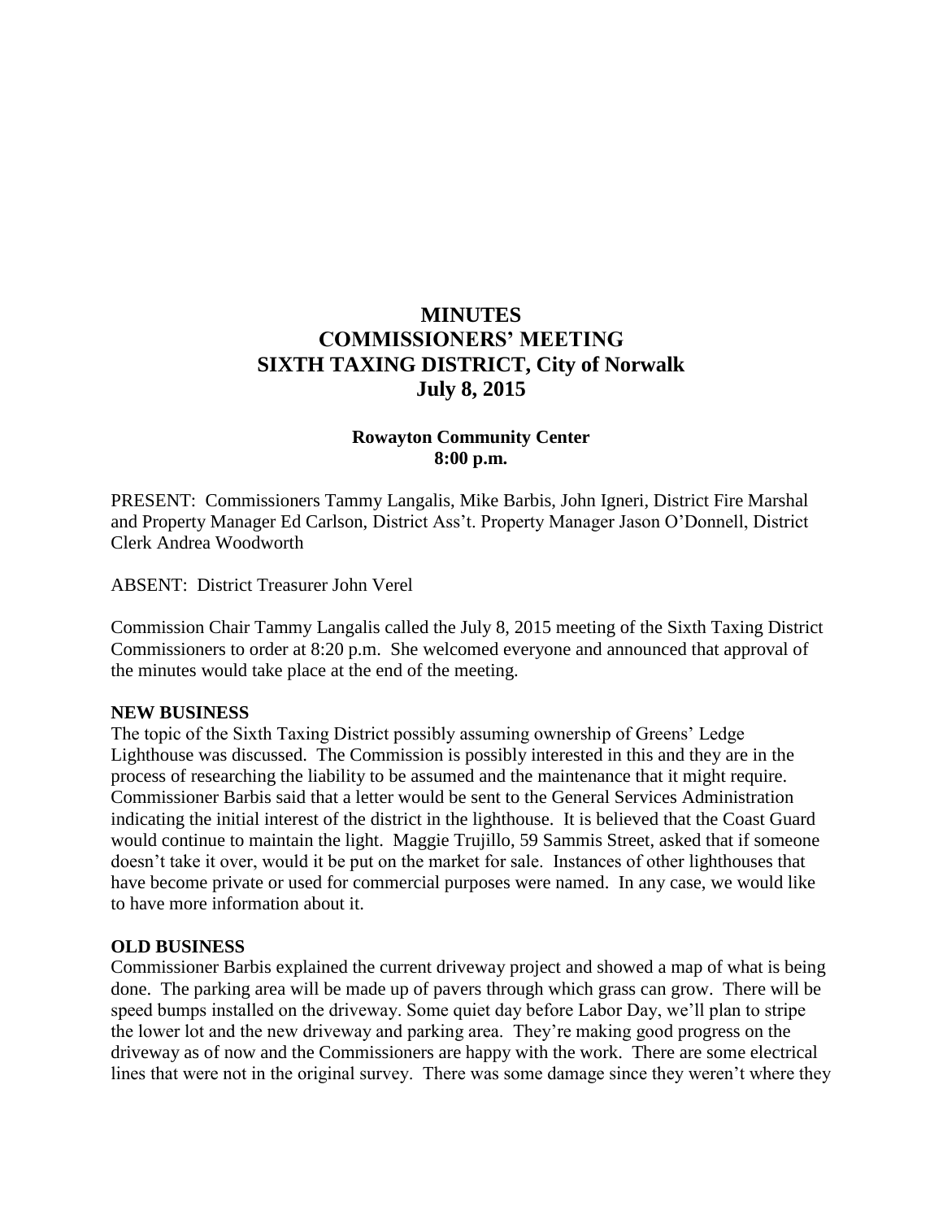# MINUTES
# COMMISSIONERS' MEETING
# SIXTH TAXING DISTRICT, City of Norwalk
# July 8, 2015

**Rowayton Community Center**
**8:00 p.m.**

PRESENT: Commissioners Tammy Langalis, Mike Barbis, John Igneri, District Fire Marshal and Property Manager Ed Carlson, District Ass't. Property Manager Jason O'Donnell, District Clerk Andrea Woodworth

ABSENT: District Treasurer John Verel

Commission Chair Tammy Langalis called the July 8, 2015 meeting of the Sixth Taxing District Commissioners to order at 8:20 p.m. She welcomed everyone and announced that approval of the minutes would take place at the end of the meeting.

**NEW BUSINESS**

The topic of the Sixth Taxing District possibly assuming ownership of Greens' Ledge Lighthouse was discussed. The Commission is possibly interested in this and they are in the process of researching the liability to be assumed and the maintenance that it might require. Commissioner Barbis said that a letter would be sent to the General Services Administration indicating the initial interest of the district in the lighthouse. It is believed that the Coast Guard would continue to maintain the light. Maggie Trujillo, 59 Sammis Street, asked that if someone doesn't take it over, would it be put on the market for sale. Instances of other lighthouses that have become private or used for commercial purposes were named. In any case, we would like to have more information about it.

**OLD BUSINESS**

Commissioner Barbis explained the current driveway project and showed a map of what is being done. The parking area will be made up of pavers through which grass can grow. There will be speed bumps installed on the driveway. Some quiet day before Labor Day, we'll plan to stripe the lower lot and the new driveway and parking area. They're making good progress on the driveway as of now and the Commissioners are happy with the work. There are some electrical lines that were not in the original survey. There was some damage since they weren't where they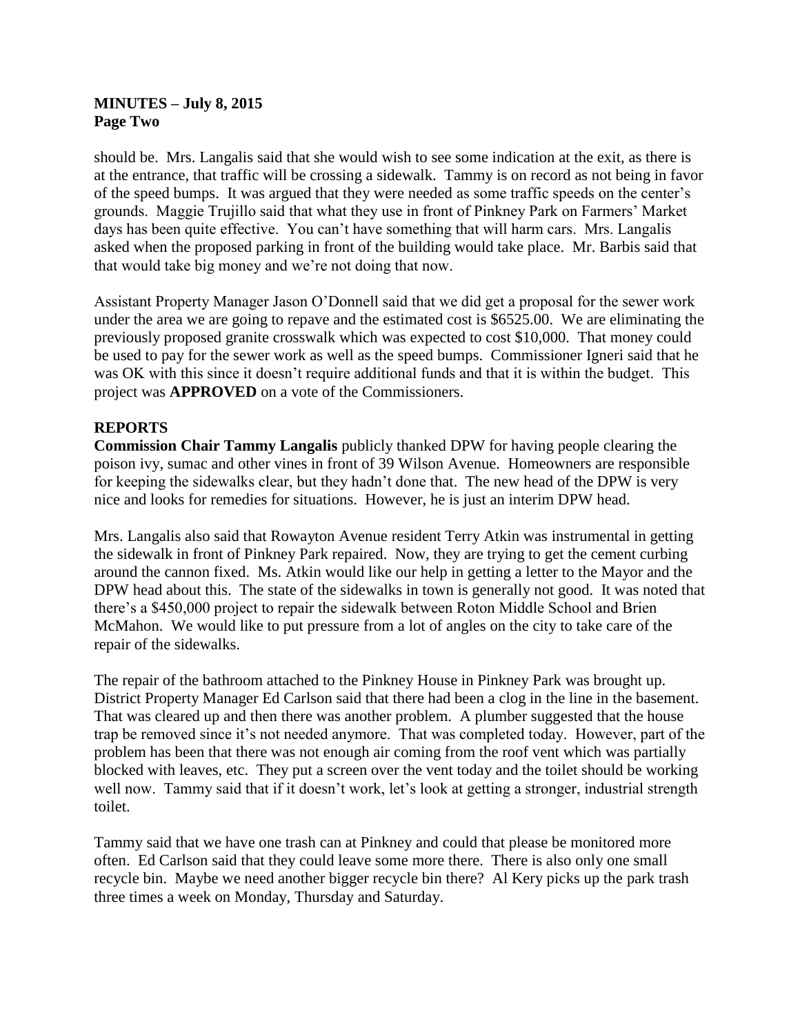should be. Mrs. Langalis said that she would wish to see some indication at the exit, as there is at the entrance, that traffic will be crossing a sidewalk. Tammy is on record as not being in favor of the speed bumps. It was argued that they were needed as some traffic speeds on the center's grounds. Maggie Trujillo said that what they use in front of Pinkney Park on Farmers' Market days has been quite effective. You can't have something that will harm cars. Mrs. Langalis asked when the proposed parking in front of the building would take place. Mr. Barbis said that that would take big money and we're not doing that now.

Assistant Property Manager Jason O'Donnell said that we did get a proposal for the sewer work under the area we are going to repave and the estimated cost is $6525.00. We are eliminating the previously proposed granite crosswalk which was expected to cost $10,000. That money could be used to pay for the sewer work as well as the speed bumps. Commissioner Igneri said that he was OK with this since it doesn't require additional funds and that it is within the budget. This project was **APPROVED** on a vote of the Commissioners.

## REPORTS

**Commission Chair Tammy Langalis** publicly thanked DPW for having people clearing the poison ivy, sumac and other vines in front of 39 Wilson Avenue. Homeowners are responsible for keeping the sidewalks clear, but they hadn't done that. The new head of the DPW is very nice and looks for remedies for situations. However, he is just an interim DPW head.

Mrs. Langalis also said that Rowayton Avenue resident Terry Atkin was instrumental in getting the sidewalk in front of Pinkney Park repaired. Now, they are trying to get the cement curbing around the cannon fixed. Ms. Atkin would like our help in getting a letter to the Mayor and the DPW head about this. The state of the sidewalks in town is generally not good. It was noted that there's a $450,000 project to repair the sidewalk between Roton Middle School and Brien McMahon. We would like to put pressure from a lot of angles on the city to take care of the repair of the sidewalks.

The repair of the bathroom attached to the Pinkney House in Pinkney Park was brought up. District Property Manager Ed Carlson said that there had been a clog in the line in the basement. That was cleared up and then there was another problem. A plumber suggested that the house trap be removed since it's not needed anymore. That was completed today. However, part of the problem has been that there was not enough air coming from the roof vent which was partially blocked with leaves, etc. They put a screen over the vent today and the toilet should be working well now. Tammy said that if it doesn't work, let's look at getting a stronger, industrial strength toilet.

Tammy said that we have one trash can at Pinkney and could that please be monitored more often. Ed Carlson said that they could leave some more there. There is also only one small recycle bin. Maybe we need another bigger recycle bin there? Al Kery picks up the park trash three times a week on Monday, Thursday and Saturday.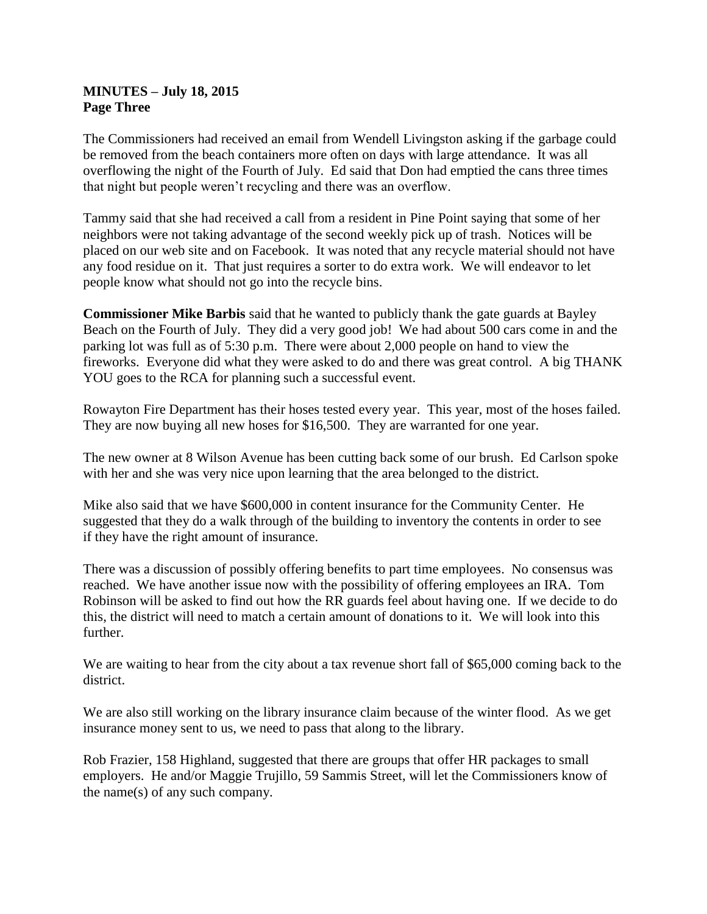**MINUTES – July 18, 2015**
**Page Three**

The Commissioners had received an email from Wendell Livingston asking if the garbage could be removed from the beach containers more often on days with large attendance. It was all overflowing the night of the Fourth of July. Ed said that Don had emptied the cans three times that night but people weren't recycling and there was an overflow.

Tammy said that she had received a call from a resident in Pine Point saying that some of her neighbors were not taking advantage of the second weekly pick up of trash. Notices will be placed on our web site and on Facebook. It was noted that any recycle material should not have any food residue on it. That just requires a sorter to do extra work. We will endeavor to let people know what should not go into the recycle bins.

**Commissioner Mike Barbis** said that he wanted to publicly thank the gate guards at Bayley Beach on the Fourth of July. They did a very good job! We had about 500 cars come in and the parking lot was full as of 5:30 p.m. There were about 2,000 people on hand to view the fireworks. Everyone did what they were asked to do and there was great control. A big THANK YOU goes to the RCA for planning such a successful event.

Rowayton Fire Department has their hoses tested every year. This year, most of the hoses failed. They are now buying all new hoses for $16,500. They are warranted for one year.

The new owner at 8 Wilson Avenue has been cutting back some of our brush. Ed Carlson spoke with her and she was very nice upon learning that the area belonged to the district.

Mike also said that we have $600,000 in content insurance for the Community Center. He suggested that they do a walk through of the building to inventory the contents in order to see if they have the right amount of insurance.

There was a discussion of possibly offering benefits to part time employees. No consensus was reached. We have another issue now with the possibility of offering employees an IRA. Tom Robinson will be asked to find out how the RR guards feel about having one. If we decide to do this, the district will need to match a certain amount of donations to it. We will look into this further.

We are waiting to hear from the city about a tax revenue short fall of $65,000 coming back to the district.

We are also still working on the library insurance claim because of the winter flood. As we get insurance money sent to us, we need to pass that along to the library.

Rob Frazier, 158 Highland, suggested that there are groups that offer HR packages to small employers. He and/or Maggie Trujillo, 59 Sammis Street, will let the Commissioners know of the name(s) of any such company.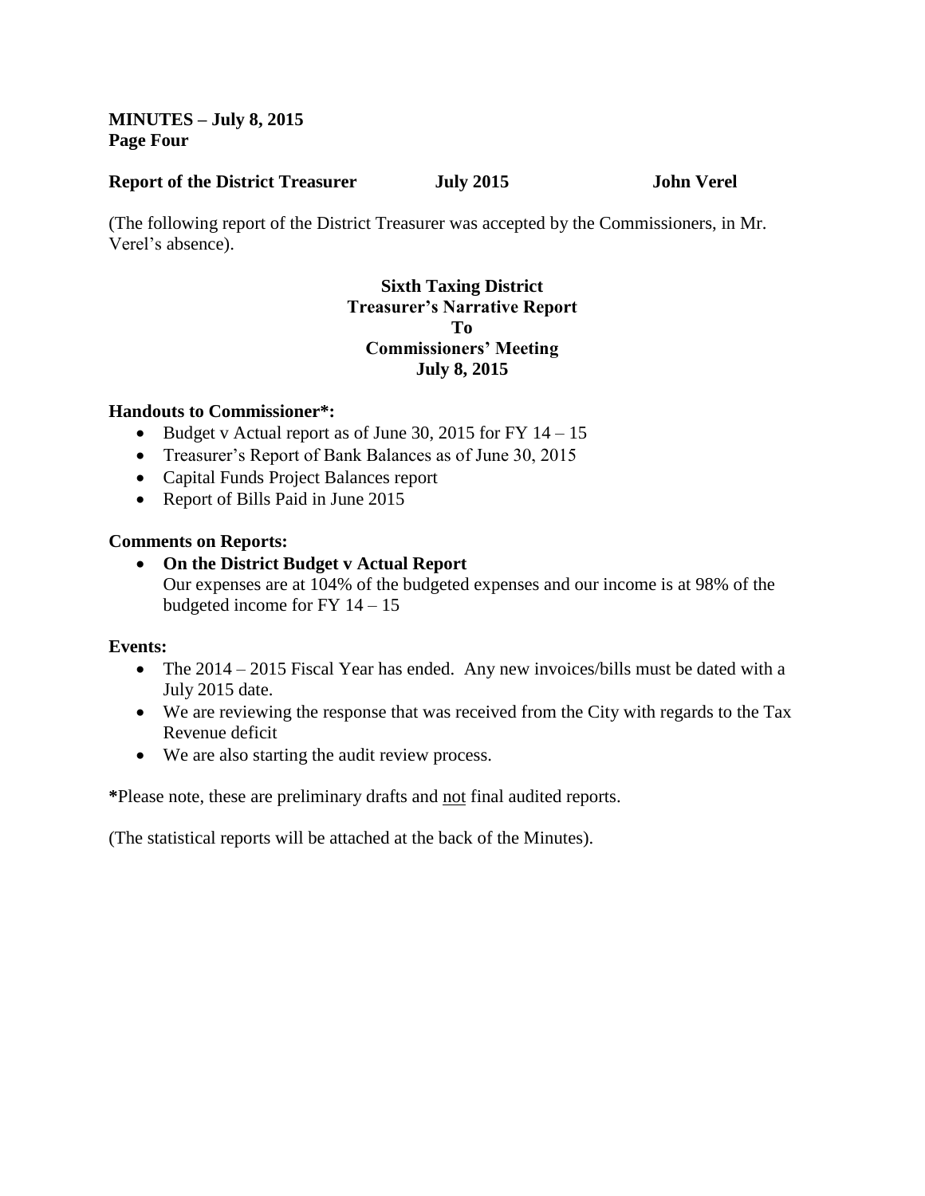**MINUTES – July 8, 2015**
**Page Four**

**Report of the District Treasurer July 2015 John Verel**

(The following report of the District Treasurer was accepted by the Commissioners, in Mr. Verel's absence).

**Sixth Taxing District**
**Treasurer's Narrative Report**
**To**
**Commissioners' Meeting**
**July 8, 2015**

**Handouts to Commissioner*:**

- Budget v Actual report as of June 30, 2015 for FY 14 – 15
- Treasurer's Report of Bank Balances as of June 30, 2015
- Capital Funds Project Balances report
- Report of Bills Paid in June 2015

**Comments on Reports:**

- **On the District Budget v Actual Report**
  Our expenses are at 104% of the budgeted expenses and our income is at 98% of the budgeted income for FY 14 – 15

**Events:**

- The 2014 – 2015 Fiscal Year has ended. Any new invoices/bills must be dated with a July 2015 date.
- We are reviewing the response that was received from the City with regards to the Tax Revenue deficit
- We are also starting the audit review process.

***Please note, these are preliminary drafts and not final audited reports.**

(The statistical reports will be attached at the back of the Minutes).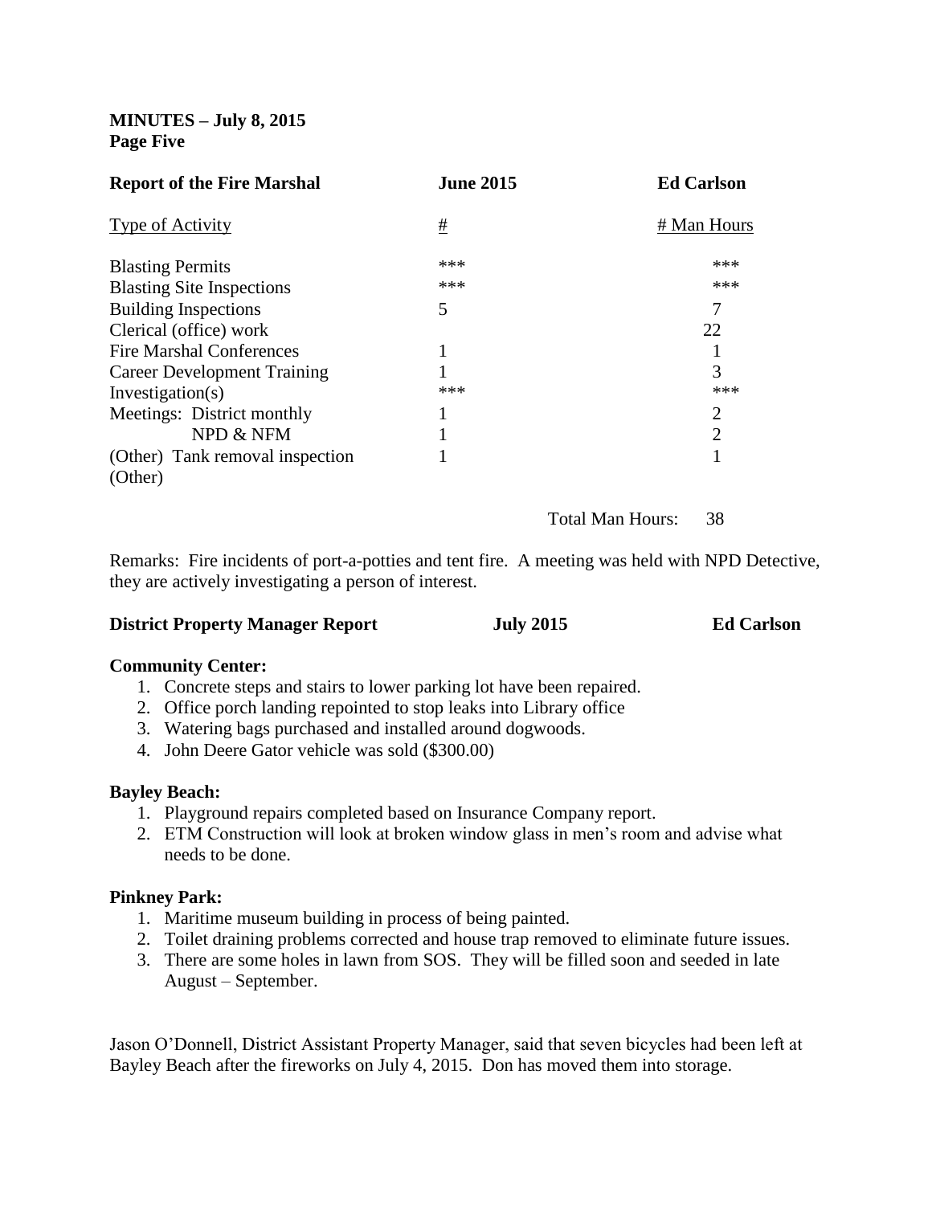**MINUTES – July 8, 2015**
**Page Five**

| **Report of the Fire Marshal** | **June 2015** | **Ed Carlson** |
|---|---|---|
| Type of Activity | # | # Man Hours |
| Blasting Permits | *** | *** |
| Blasting Site Inspections | *** | *** |
| Building Inspections | 5 | 7 |
| Clerical (office) work | | 22 |
| Fire Marshal Conferences | 1 | 1 |
| Career Development Training | 1 | 3 |
| Investigation(s) | *** | *** |
| Meetings: District monthly | 1 | 2 |
| NPD & NFM | 1 | 2 |
| (Other) Tank removal inspection | 1 | 1 |
| (Other) | | |
| | Total Man Hours: | 38 |

Remarks: Fire incidents of port-a-potties and tent fire. A meeting was held with NPD Detective, they are actively investigating a person of interest.

**District Property Manager Report** **July 2015** **Ed Carlson**

**Community Center:**

1. Concrete steps and stairs to lower parking lot have been repaired.
2. Office porch landing repointed to stop leaks into Library office
3. Watering bags purchased and installed around dogwoods.
4. John Deere Gator vehicle was sold ($300.00)

**Bayley Beach:**

1. Playground repairs completed based on Insurance Company report.
2. ETM Construction will look at broken window glass in men's room and advise what needs to be done.

**Pinkney Park:**

1. Maritime museum building in process of being painted.
2. Toilet draining problems corrected and house trap removed to eliminate future issues.
3. There are some holes in lawn from SOS. They will be filled soon and seeded in late August – September.

Jason O'Donnell, District Assistant Property Manager, said that seven bicycles had been left at Bayley Beach after the fireworks on July 4, 2015. Don has moved them into storage.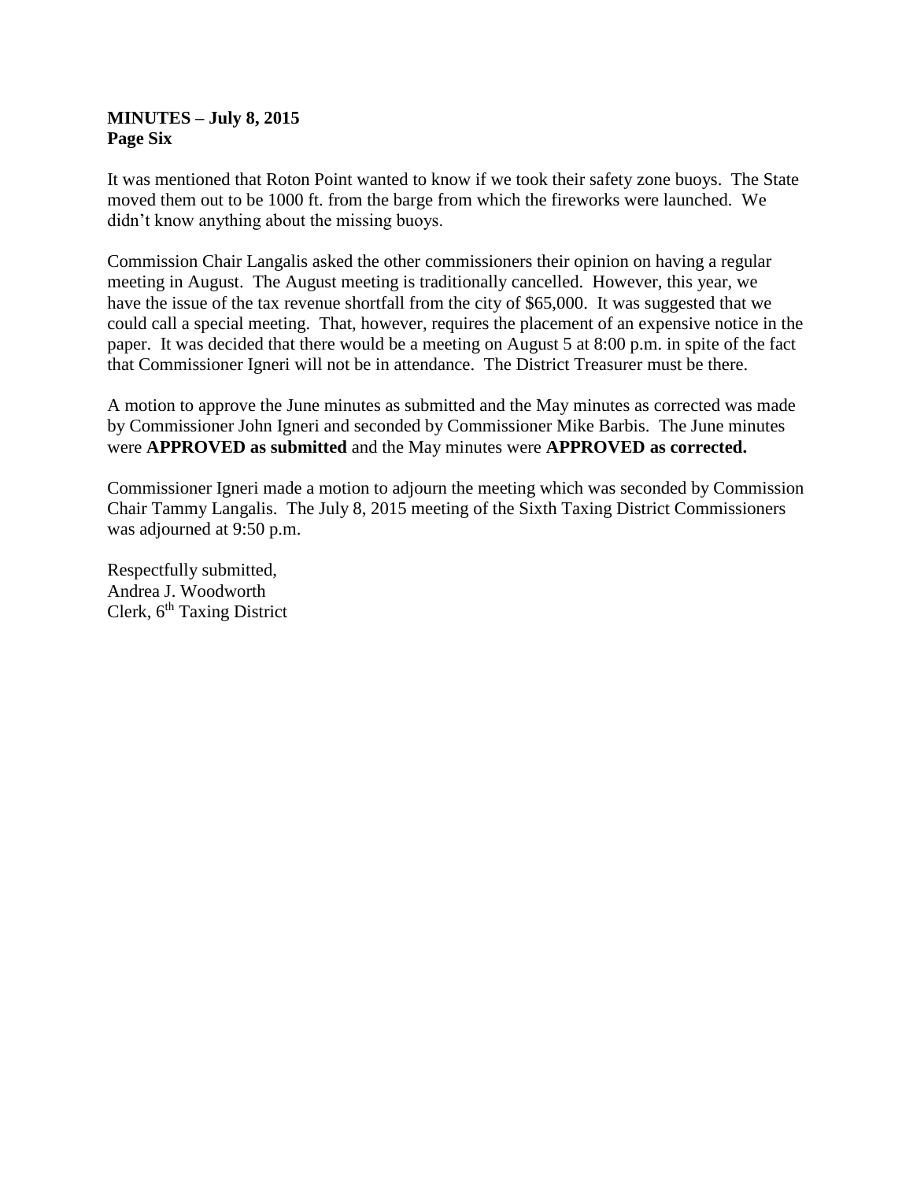**MINUTES – July 8, 2015**
**Page Six**

It was mentioned that Roton Point wanted to know if we took their safety zone buoys. The State moved them out to be 1000 ft. from the barge from which the fireworks were launched. We didn't know anything about the missing buoys.

Commission Chair Langalis asked the other commissioners their opinion on having a regular meeting in August. The August meeting is traditionally cancelled. However, this year, we have the issue of the tax revenue shortfall from the city of $65,000. It was suggested that we could call a special meeting. That, however, requires the placement of an expensive notice in the paper. It was decided that there would be a meeting on August 5 at 8:00 p.m. in spite of the fact that Commissioner Igneri will not be in attendance. The District Treasurer must be there.

A motion to approve the June minutes as submitted and the May minutes as corrected was made by Commissioner John Igneri and seconded by Commissioner Mike Barbis. The June minutes were **APPROVED as submitted** and the May minutes were **APPROVED as corrected.**

Commissioner Igneri made a motion to adjourn the meeting which was seconded by Commission Chair Tammy Langalis. The July 8, 2015 meeting of the Sixth Taxing District Commissioners was adjourned at 9:50 p.m.

Respectfully submitted,
Andrea J. Woodworth
Clerk, 6th Taxing District